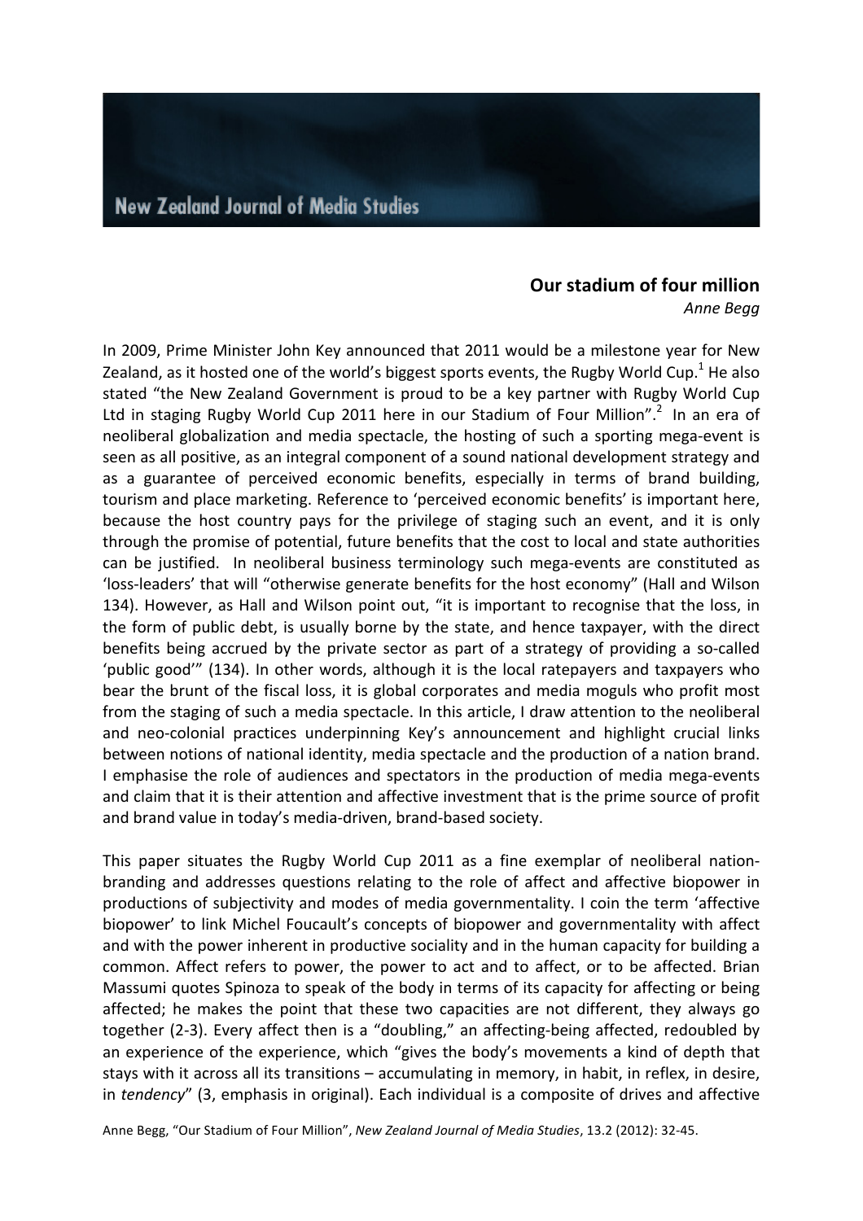# Our stadium of four million

*Anne Begg*

In 2009, Prime Minister John Key announced that 2011 would be a milestone year for New Zealand, as it hosted one of the world's biggest sports events, the Rugby World Cup.[1] He also stated "the New Zealand Government is proud to be a key partner with Rugby World Cup Ltd in staging Rugby World Cup 2011 here in our Stadium of Four Million".[2] In an era of neoliberal globalization and media spectacle, the hosting of such a sporting mega-event is seen as all positive, as an integral component of a sound national development strategy and as a guarantee of perceived economic benefits, especially in terms of brand building, tourism and place marketing. Reference to 'perceived economic benefits' is important here, because the host country pays for the privilege of staging such an event, and it is only through the promise of potential, future benefits that the cost to local and state authorities can be justified. In neoliberal business terminology such mega-events are constituted as 'loss-leaders' that will "otherwise generate benefits for the host economy" (Hall and Wilson 134). However, as Hall and Wilson point out, "it is important to recognise that the loss, in the form of public debt, is usually borne by the state, and hence taxpayer, with the direct benefits being accrued by the private sector as part of a strategy of providing a so-called 'public good'" (134). In other words, although it is the local ratepayers and taxpayers who bear the brunt of the fiscal loss, it is global corporates and media moguls who profit most from the staging of such a media spectacle. In this article, I draw attention to the neoliberal and neo-colonial practices underpinning Key's announcement and highlight crucial links between notions of national identity, media spectacle and the production of a nation brand. I emphasise the role of audiences and spectators in the production of media mega-events and claim that it is their attention and affective investment that is the prime source of profit and brand value in today's media-driven, brand-based society.

This paper situates the Rugby World Cup 2011 as a fine exemplar of neoliberal nation-branding and addresses questions relating to the role of affect and affective biopower in productions of subjectivity and modes of media governmentality. I coin the term 'affective biopower' to link Michel Foucault's concepts of biopower and governmentality with affect and with the power inherent in productive sociality and in the human capacity for building a common. Affect refers to power, the power to act and to affect, or to be affected. Brian Massumi quotes Spinoza to speak of the body in terms of its capacity for affecting or being affected; he makes the point that these two capacities are not different, they always go together (2-3). Every affect then is a "doubling," an affecting-being affected, redoubled by an experience of the experience, which "gives the body's movements a kind of depth that stays with it across all its transitions – accumulating in memory, in habit, in reflex, in desire, in *tendency*" (3, emphasis in original). Each individual is a composite of drives and affective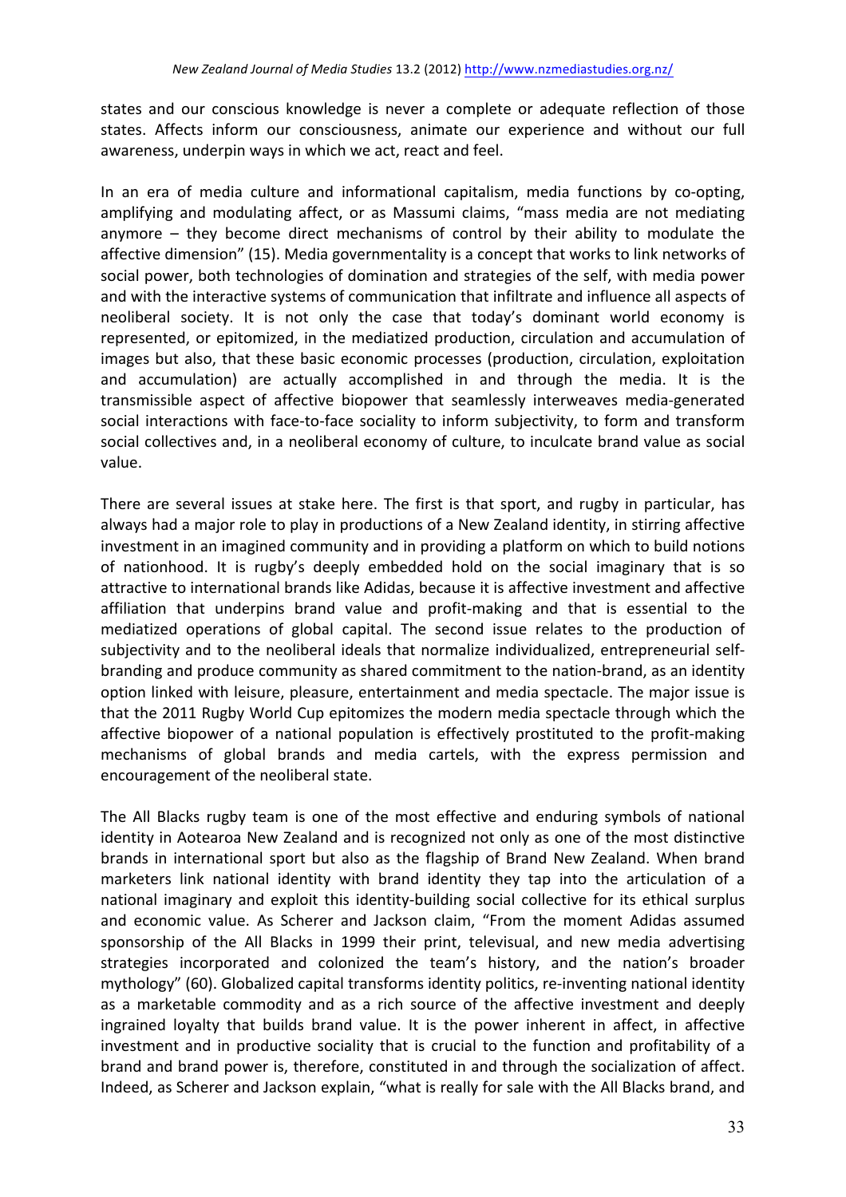states and our conscious knowledge is never a complete or adequate reflection of those states. Affects inform our consciousness, animate our experience and without our full awareness, underpin ways in which we act, react and feel.

In an era of media culture and informational capitalism, media functions by co-opting, amplifying and modulating affect, or as Massumi claims, "mass media are not mediating anymore – they become direct mechanisms of control by their ability to modulate the affective dimension" (15). Media governmentality is a concept that works to link networks of social power, both technologies of domination and strategies of the self, with media power and with the interactive systems of communication that infiltrate and influence all aspects of neoliberal society. It is not only the case that today's dominant world economy is represented, or epitomized, in the mediatized production, circulation and accumulation of images but also, that these basic economic processes (production, circulation, exploitation and accumulation) are actually accomplished in and through the media. It is the transmissible aspect of affective biopower that seamlessly interweaves media-generated social interactions with face-to-face sociality to inform subjectivity, to form and transform social collectives and, in a neoliberal economy of culture, to inculcate brand value as social value.

There are several issues at stake here. The first is that sport, and rugby in particular, has always had a major role to play in productions of a New Zealand identity, in stirring affective investment in an imagined community and in providing a platform on which to build notions of nationhood. It is rugby's deeply embedded hold on the social imaginary that is so attractive to international brands like Adidas, because it is affective investment and affective affiliation that underpins brand value and profit-making and that is essential to the mediatized operations of global capital. The second issue relates to the production of subjectivity and to the neoliberal ideals that normalize individualized, entrepreneurial self-branding and produce community as shared commitment to the nation-brand, as an identity option linked with leisure, pleasure, entertainment and media spectacle. The major issue is that the 2011 Rugby World Cup epitomizes the modern media spectacle through which the affective biopower of a national population is effectively prostituted to the profit-making mechanisms of global brands and media cartels, with the express permission and encouragement of the neoliberal state.

The All Blacks rugby team is one of the most effective and enduring symbols of national identity in Aotearoa New Zealand and is recognized not only as one of the most distinctive brands in international sport but also as the flagship of Brand New Zealand. When brand marketers link national identity with brand identity they tap into the articulation of a national imaginary and exploit this identity-building social collective for its ethical surplus and economic value. As Scherer and Jackson claim, "From the moment Adidas assumed sponsorship of the All Blacks in 1999 their print, televisual, and new media advertising strategies incorporated and colonized the team's history, and the nation's broader mythology" (60). Globalized capital transforms identity politics, re-inventing national identity as a marketable commodity and as a rich source of the affective investment and deeply ingrained loyalty that builds brand value. It is the power inherent in affect, in affective investment and in productive sociality that is crucial to the function and profitability of a brand and brand power is, therefore, constituted in and through the socialization of affect. Indeed, as Scherer and Jackson explain, "what is really for sale with the All Blacks brand, and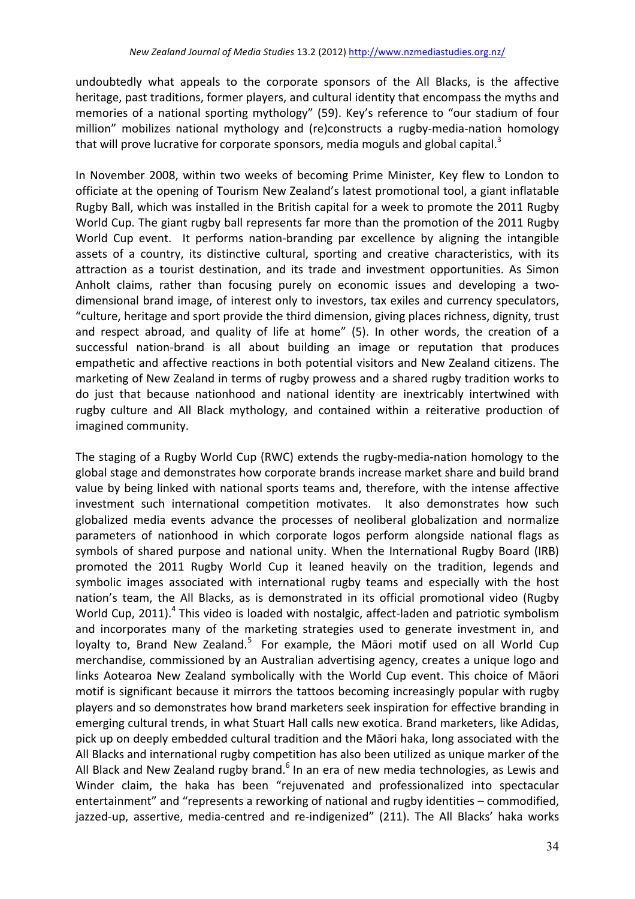undoubtedly what appeals to the corporate sponsors of the All Blacks, is the affective heritage, past traditions, former players, and cultural identity that encompass the myths and memories of a national sporting mythology" (59). Key's reference to "our stadium of four million" mobilizes national mythology and (re)constructs a rugby-media-nation homology that will prove lucrative for corporate sponsors, media moguls and global capital.[3]

In November 2008, within two weeks of becoming Prime Minister, Key flew to London to officiate at the opening of Tourism New Zealand's latest promotional tool, a giant inflatable Rugby Ball, which was installed in the British capital for a week to promote the 2011 Rugby World Cup. The giant rugby ball represents far more than the promotion of the 2011 Rugby World Cup event. It performs nation-branding par excellence by aligning the intangible assets of a country, its distinctive cultural, sporting and creative characteristics, with its attraction as a tourist destination, and its trade and investment opportunities. As Simon Anholt claims, rather than focusing purely on economic issues and developing a two-dimensional brand image, of interest only to investors, tax exiles and currency speculators, "culture, heritage and sport provide the third dimension, giving places richness, dignity, trust and respect abroad, and quality of life at home" (5). In other words, the creation of a successful nation-brand is all about building an image or reputation that produces empathetic and affective reactions in both potential visitors and New Zealand citizens. The marketing of New Zealand in terms of rugby prowess and a shared rugby tradition works to do just that because nationhood and national identity are inextricably intertwined with rugby culture and All Black mythology, and contained within a reiterative production of imagined community.

The staging of a Rugby World Cup (RWC) extends the rugby-media-nation homology to the global stage and demonstrates how corporate brands increase market share and build brand value by being linked with national sports teams and, therefore, with the intense affective investment such international competition motivates. It also demonstrates how such globalized media events advance the processes of neoliberal globalization and normalize parameters of nationhood in which corporate logos perform alongside national flags as symbols of shared purpose and national unity. When the International Rugby Board (IRB) promoted the 2011 Rugby World Cup it leaned heavily on the tradition, legends and symbolic images associated with international rugby teams and especially with the host nation's team, the All Blacks, as is demonstrated in its official promotional video (Rugby World Cup, 2011).[4] This video is loaded with nostalgic, affect-laden and patriotic symbolism and incorporates many of the marketing strategies used to generate investment in, and loyalty to, Brand New Zealand.[5] For example, the Māori motif used on all World Cup merchandise, commissioned by an Australian advertising agency, creates a unique logo and links Aotearoa New Zealand symbolically with the World Cup event. This choice of Māori motif is significant because it mirrors the tattoos becoming increasingly popular with rugby players and so demonstrates how brand marketers seek inspiration for effective branding in emerging cultural trends, in what Stuart Hall calls new exotica. Brand marketers, like Adidas, pick up on deeply embedded cultural tradition and the Māori haka, long associated with the All Blacks and international rugby competition has also been utilized as unique marker of the All Black and New Zealand rugby brand.[6] In an era of new media technologies, as Lewis and Winder claim, the haka has been "rejuvenated and professionalized into spectacular entertainment" and "represents a reworking of national and rugby identities – commodified, jazzed-up, assertive, media-centred and re-indigenized" (211). The All Blacks' haka works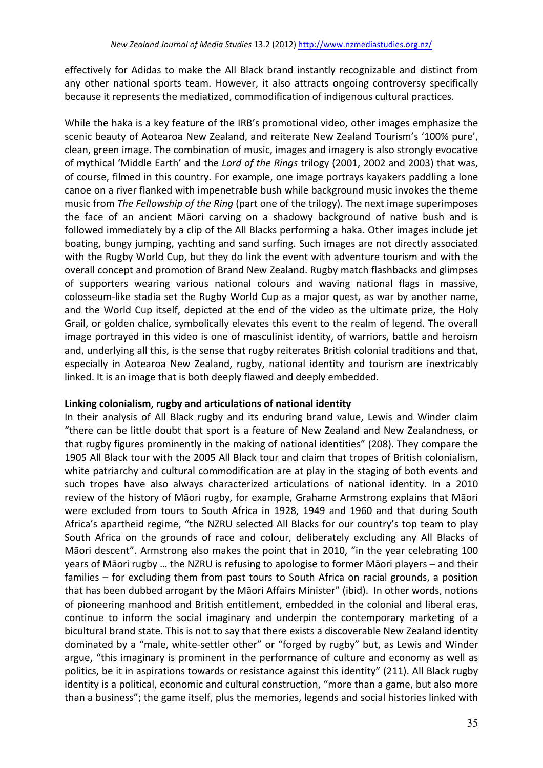effectively for Adidas to make the All Black brand instantly recognizable and distinct from any other national sports team. However, it also attracts ongoing controversy specifically because it represents the mediatized, commodification of indigenous cultural practices.

While the haka is a key feature of the IRB's promotional video, other images emphasize the scenic beauty of Aotearoa New Zealand, and reiterate New Zealand Tourism's '100% pure', clean, green image. The combination of music, images and imagery is also strongly evocative of mythical 'Middle Earth' and the *Lord of the Rings* trilogy (2001, 2002 and 2003) that was, of course, filmed in this country. For example, one image portrays kayakers paddling a lone canoe on a river flanked with impenetrable bush while background music invokes the theme music from *The Fellowship of the Ring* (part one of the trilogy). The next image superimposes the face of an ancient Māori carving on a shadowy background of native bush and is followed immediately by a clip of the All Blacks performing a haka. Other images include jet boating, bungy jumping, yachting and sand surfing. Such images are not directly associated with the Rugby World Cup, but they do link the event with adventure tourism and with the overall concept and promotion of Brand New Zealand. Rugby match flashbacks and glimpses of supporters wearing various national colours and waving national flags in massive, colosseum-like stadia set the Rugby World Cup as a major quest, as war by another name, and the World Cup itself, depicted at the end of the video as the ultimate prize, the Holy Grail, or golden chalice, symbolically elevates this event to the realm of legend. The overall image portrayed in this video is one of masculinist identity, of warriors, battle and heroism and, underlying all this, is the sense that rugby reiterates British colonial traditions and that, especially in Aotearoa New Zealand, rugby, national identity and tourism are inextricably linked. It is an image that is both deeply flawed and deeply embedded.

**Linking colonialism, rugby and articulations of national identity**

In their analysis of All Black rugby and its enduring brand value, Lewis and Winder claim "there can be little doubt that sport is a feature of New Zealand and New Zealandness, or that rugby figures prominently in the making of national identities" (208). They compare the 1905 All Black tour with the 2005 All Black tour and claim that tropes of British colonialism, white patriarchy and cultural commodification are at play in the staging of both events and such tropes have also always characterized articulations of national identity. In a 2010 review of the history of Māori rugby, for example, Grahame Armstrong explains that Māori were excluded from tours to South Africa in 1928, 1949 and 1960 and that during South Africa's apartheid regime, "the NZRU selected All Blacks for our country's top team to play South Africa on the grounds of race and colour, deliberately excluding any All Blacks of Māori descent". Armstrong also makes the point that in 2010, "in the year celebrating 100 years of Māori rugby … the NZRU is refusing to apologise to former Māori players – and their families – for excluding them from past tours to South Africa on racial grounds, a position that has been dubbed arrogant by the Māori Affairs Minister" (ibid). In other words, notions of pioneering manhood and British entitlement, embedded in the colonial and liberal eras, continue to inform the social imaginary and underpin the contemporary marketing of a bicultural brand state. This is not to say that there exists a discoverable New Zealand identity dominated by a "male, white-settler other" or "forged by rugby" but, as Lewis and Winder argue, "this imaginary is prominent in the performance of culture and economy as well as politics, be it in aspirations towards or resistance against this identity" (211). All Black rugby identity is a political, economic and cultural construction, "more than a game, but also more than a business"; the game itself, plus the memories, legends and social histories linked with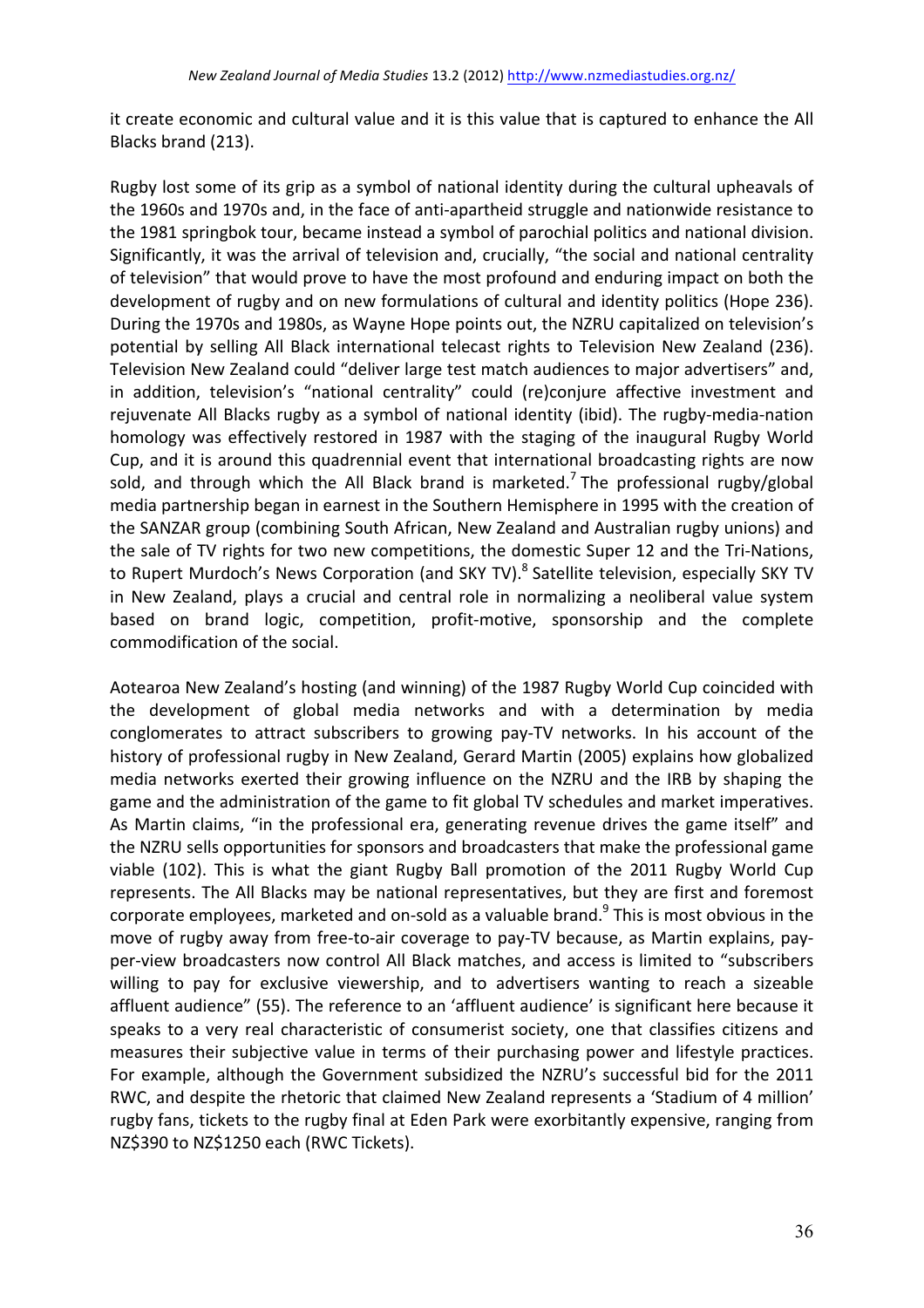it create economic and cultural value and it is this value that is captured to enhance the All Blacks brand (213).

Rugby lost some of its grip as a symbol of national identity during the cultural upheavals of the 1960s and 1970s and, in the face of anti-apartheid struggle and nationwide resistance to the 1981 springbok tour, became instead a symbol of parochial politics and national division. Significantly, it was the arrival of television and, crucially, "the social and national centrality of television" that would prove to have the most profound and enduring impact on both the development of rugby and on new formulations of cultural and identity politics (Hope 236). During the 1970s and 1980s, as Wayne Hope points out, the NZRU capitalized on television's potential by selling All Black international telecast rights to Television New Zealand (236). Television New Zealand could "deliver large test match audiences to major advertisers" and, in addition, television's "national centrality" could (re)conjure affective investment and rejuvenate All Blacks rugby as a symbol of national identity (ibid). The rugby-media-nation homology was effectively restored in 1987 with the staging of the inaugural Rugby World Cup, and it is around this quadrennial event that international broadcasting rights are now sold, and through which the All Black brand is marketed.[7] The professional rugby/global media partnership began in earnest in the Southern Hemisphere in 1995 with the creation of the SANZAR group (combining South African, New Zealand and Australian rugby unions) and the sale of TV rights for two new competitions, the domestic Super 12 and the Tri-Nations, to Rupert Murdoch's News Corporation (and SKY TV).[8] Satellite television, especially SKY TV in New Zealand, plays a crucial and central role in normalizing a neoliberal value system based on brand logic, competition, profit-motive, sponsorship and the complete commodification of the social.

Aotearoa New Zealand's hosting (and winning) of the 1987 Rugby World Cup coincided with the development of global media networks and with a determination by media conglomerates to attract subscribers to growing pay-TV networks. In his account of the history of professional rugby in New Zealand, Gerard Martin (2005) explains how globalized media networks exerted their growing influence on the NZRU and the IRB by shaping the game and the administration of the game to fit global TV schedules and market imperatives. As Martin claims, "in the professional era, generating revenue drives the game itself" and the NZRU sells opportunities for sponsors and broadcasters that make the professional game viable (102). This is what the giant Rugby Ball promotion of the 2011 Rugby World Cup represents. The All Blacks may be national representatives, but they are first and foremost corporate employees, marketed and on-sold as a valuable brand.[9] This is most obvious in the move of rugby away from free-to-air coverage to pay-TV because, as Martin explains, pay-per-view broadcasters now control All Black matches, and access is limited to "subscribers willing to pay for exclusive viewership, and to advertisers wanting to reach a sizeable affluent audience" (55). The reference to an 'affluent audience' is significant here because it speaks to a very real characteristic of consumerist society, one that classifies citizens and measures their subjective value in terms of their purchasing power and lifestyle practices. For example, although the Government subsidized the NZRU's successful bid for the 2011 RWC, and despite the rhetoric that claimed New Zealand represents a 'Stadium of 4 million' rugby fans, tickets to the rugby final at Eden Park were exorbitantly expensive, ranging from NZ$390 to NZ$1250 each (RWC Tickets).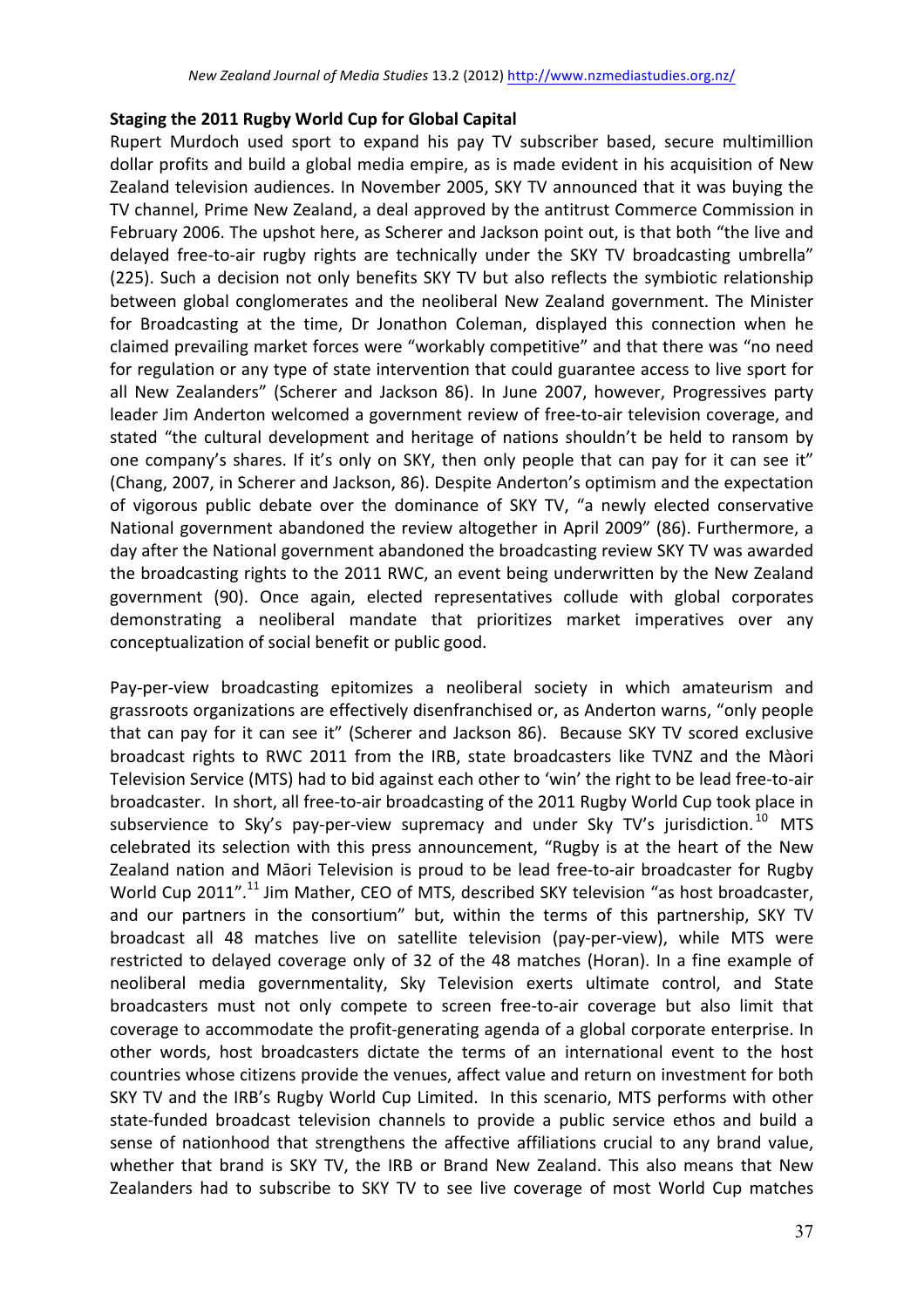**Staging the 2011 Rugby World Cup for Global Capital**

Rupert Murdoch used sport to expand his pay TV subscriber based, secure multimillion dollar profits and build a global media empire, as is made evident in his acquisition of New Zealand television audiences. In November 2005, SKY TV announced that it was buying the TV channel, Prime New Zealand, a deal approved by the antitrust Commerce Commission in February 2006. The upshot here, as Scherer and Jackson point out, is that both "the live and delayed free-to-air rugby rights are technically under the SKY TV broadcasting umbrella" (225). Such a decision not only benefits SKY TV but also reflects the symbiotic relationship between global conglomerates and the neoliberal New Zealand government. The Minister for Broadcasting at the time, Dr Jonathon Coleman, displayed this connection when he claimed prevailing market forces were "workably competitive" and that there was "no need for regulation or any type of state intervention that could guarantee access to live sport for all New Zealanders" (Scherer and Jackson 86). In June 2007, however, Progressives party leader Jim Anderton welcomed a government review of free-to-air television coverage, and stated "the cultural development and heritage of nations shouldn't be held to ransom by one company's shares. If it's only on SKY, then only people that can pay for it can see it" (Chang, 2007, in Scherer and Jackson, 86). Despite Anderton's optimism and the expectation of vigorous public debate over the dominance of SKY TV, "a newly elected conservative National government abandoned the review altogether in April 2009" (86). Furthermore, a day after the National government abandoned the broadcasting review SKY TV was awarded the broadcasting rights to the 2011 RWC, an event being underwritten by the New Zealand government (90). Once again, elected representatives collude with global corporates demonstrating a neoliberal mandate that prioritizes market imperatives over any conceptualization of social benefit or public good.

Pay-per-view broadcasting epitomizes a neoliberal society in which amateurism and grassroots organizations are effectively disenfranchised or, as Anderton warns, "only people that can pay for it can see it" (Scherer and Jackson 86). Because SKY TV scored exclusive broadcast rights to RWC 2011 from the IRB, state broadcasters like TVNZ and the Màori Television Service (MTS) had to bid against each other to 'win' the right to be lead free-to-air broadcaster. In short, all free-to-air broadcasting of the 2011 Rugby World Cup took place in subservience to Sky's pay-per-view supremacy and under Sky TV's jurisdiction.[10] MTS celebrated its selection with this press announcement, "Rugby is at the heart of the New Zealand nation and Māori Television is proud to be lead free-to-air broadcaster for Rugby World Cup 2011".[11] Jim Mather, CEO of MTS, described SKY television "as host broadcaster, and our partners in the consortium" but, within the terms of this partnership, SKY TV broadcast all 48 matches live on satellite television (pay-per-view), while MTS were restricted to delayed coverage only of 32 of the 48 matches (Horan). In a fine example of neoliberal media governmentality, Sky Television exerts ultimate control, and State broadcasters must not only compete to screen free-to-air coverage but also limit that coverage to accommodate the profit-generating agenda of a global corporate enterprise. In other words, host broadcasters dictate the terms of an international event to the host countries whose citizens provide the venues, affect value and return on investment for both SKY TV and the IRB's Rugby World Cup Limited. In this scenario, MTS performs with other state-funded broadcast television channels to provide a public service ethos and build a sense of nationhood that strengthens the affective affiliations crucial to any brand value, whether that brand is SKY TV, the IRB or Brand New Zealand. This also means that New Zealanders had to subscribe to SKY TV to see live coverage of most World Cup matches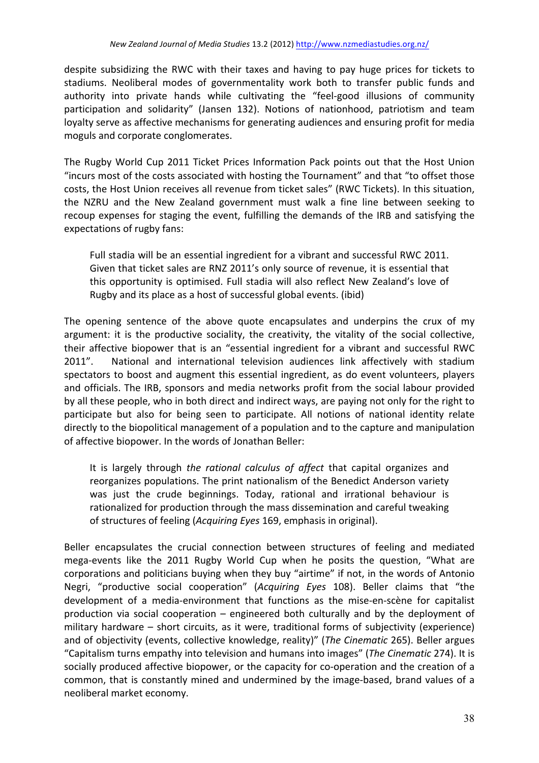despite subsidizing the RWC with their taxes and having to pay huge prices for tickets to stadiums. Neoliberal modes of governmentality work both to transfer public funds and authority into private hands while cultivating the "feel-good illusions of community participation and solidarity" (Jansen 132). Notions of nationhood, patriotism and team loyalty serve as affective mechanisms for generating audiences and ensuring profit for media moguls and corporate conglomerates.

The Rugby World Cup 2011 Ticket Prices Information Pack points out that the Host Union "incurs most of the costs associated with hosting the Tournament" and that "to offset those costs, the Host Union receives all revenue from ticket sales" (RWC Tickets). In this situation, the NZRU and the New Zealand government must walk a fine line between seeking to recoup expenses for staging the event, fulfilling the demands of the IRB and satisfying the expectations of rugby fans:

> Full stadia will be an essential ingredient for a vibrant and successful RWC 2011. Given that ticket sales are RNZ 2011's only source of revenue, it is essential that this opportunity is optimised. Full stadia will also reflect New Zealand's love of Rugby and its place as a host of successful global events. (ibid)

The opening sentence of the above quote encapsulates and underpins the crux of my argument: it is the productive sociality, the creativity, the vitality of the social collective, their affective biopower that is an "essential ingredient for a vibrant and successful RWC 2011". National and international television audiences link affectively with stadium spectators to boost and augment this essential ingredient, as do event volunteers, players and officials. The IRB, sponsors and media networks profit from the social labour provided by all these people, who in both direct and indirect ways, are paying not only for the right to participate but also for being seen to participate. All notions of national identity relate directly to the biopolitical management of a population and to the capture and manipulation of affective biopower. In the words of Jonathan Beller:

> It is largely through *the rational calculus of affect* that capital organizes and reorganizes populations. The print nationalism of the Benedict Anderson variety was just the crude beginnings. Today, rational and irrational behaviour is rationalized for production through the mass dissemination and careful tweaking of structures of feeling (*Acquiring Eyes* 169, emphasis in original).

Beller encapsulates the crucial connection between structures of feeling and mediated mega-events like the 2011 Rugby World Cup when he posits the question, "What are corporations and politicians buying when they buy "airtime" if not, in the words of Antonio Negri, "productive social cooperation" (*Acquiring Eyes* 108). Beller claims that "the development of a media-environment that functions as the mise-en-scène for capitalist production via social cooperation – engineered both culturally and by the deployment of military hardware – short circuits, as it were, traditional forms of subjectivity (experience) and of objectivity (events, collective knowledge, reality)" (*The Cinematic* 265). Beller argues "Capitalism turns empathy into television and humans into images" (*The Cinematic* 274). It is socially produced affective biopower, or the capacity for co-operation and the creation of a common, that is constantly mined and undermined by the image-based, brand values of a neoliberal market economy.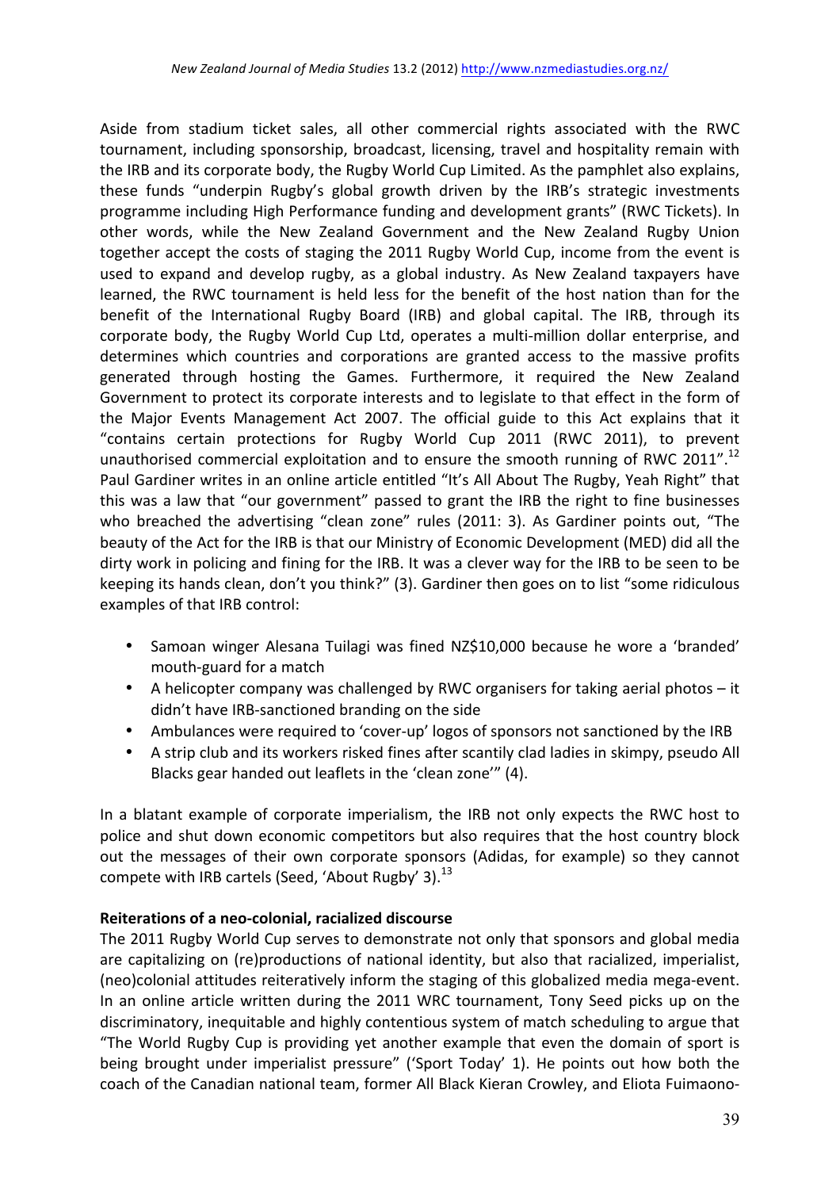Aside from stadium ticket sales, all other commercial rights associated with the RWC tournament, including sponsorship, broadcast, licensing, travel and hospitality remain with the IRB and its corporate body, the Rugby World Cup Limited. As the pamphlet also explains, these funds "underpin Rugby's global growth driven by the IRB's strategic investments programme including High Performance funding and development grants" (RWC Tickets). In other words, while the New Zealand Government and the New Zealand Rugby Union together accept the costs of staging the 2011 Rugby World Cup, income from the event is used to expand and develop rugby, as a global industry. As New Zealand taxpayers have learned, the RWC tournament is held less for the benefit of the host nation than for the benefit of the International Rugby Board (IRB) and global capital. The IRB, through its corporate body, the Rugby World Cup Ltd, operates a multi-million dollar enterprise, and determines which countries and corporations are granted access to the massive profits generated through hosting the Games. Furthermore, it required the New Zealand Government to protect its corporate interests and to legislate to that effect in the form of the Major Events Management Act 2007. The official guide to this Act explains that it "contains certain protections for Rugby World Cup 2011 (RWC 2011), to prevent unauthorised commercial exploitation and to ensure the smooth running of RWC 2011".[12] Paul Gardiner writes in an online article entitled "It's All About The Rugby, Yeah Right" that this was a law that "our government" passed to grant the IRB the right to fine businesses who breached the advertising "clean zone" rules (2011: 3). As Gardiner points out, "The beauty of the Act for the IRB is that our Ministry of Economic Development (MED) did all the dirty work in policing and fining for the IRB. It was a clever way for the IRB to be seen to be keeping its hands clean, don't you think?" (3). Gardiner then goes on to list "some ridiculous examples of that IRB control:

- Samoan winger Alesana Tuilagi was fined NZ$10,000 because he wore a 'branded' mouth-guard for a match
- A helicopter company was challenged by RWC organisers for taking aerial photos – it didn't have IRB-sanctioned branding on the side
- Ambulances were required to 'cover-up' logos of sponsors not sanctioned by the IRB
- A strip club and its workers risked fines after scantily clad ladies in skimpy, pseudo All Blacks gear handed out leaflets in the 'clean zone'" (4).

In a blatant example of corporate imperialism, the IRB not only expects the RWC host to police and shut down economic competitors but also requires that the host country block out the messages of their own corporate sponsors (Adidas, for example) so they cannot compete with IRB cartels (Seed, 'About Rugby' 3).[13]

**Reiterations of a neo-colonial, racialized discourse**

The 2011 Rugby World Cup serves to demonstrate not only that sponsors and global media are capitalizing on (re)productions of national identity, but also that racialized, imperialist, (neo)colonial attitudes reiteratively inform the staging of this globalized media mega-event. In an online article written during the 2011 WRC tournament, Tony Seed picks up on the discriminatory, inequitable and highly contentious system of match scheduling to argue that "The World Rugby Cup is providing yet another example that even the domain of sport is being brought under imperialist pressure" ('Sport Today' 1). He points out how both the coach of the Canadian national team, former All Black Kieran Crowley, and Eliota Fuimaono-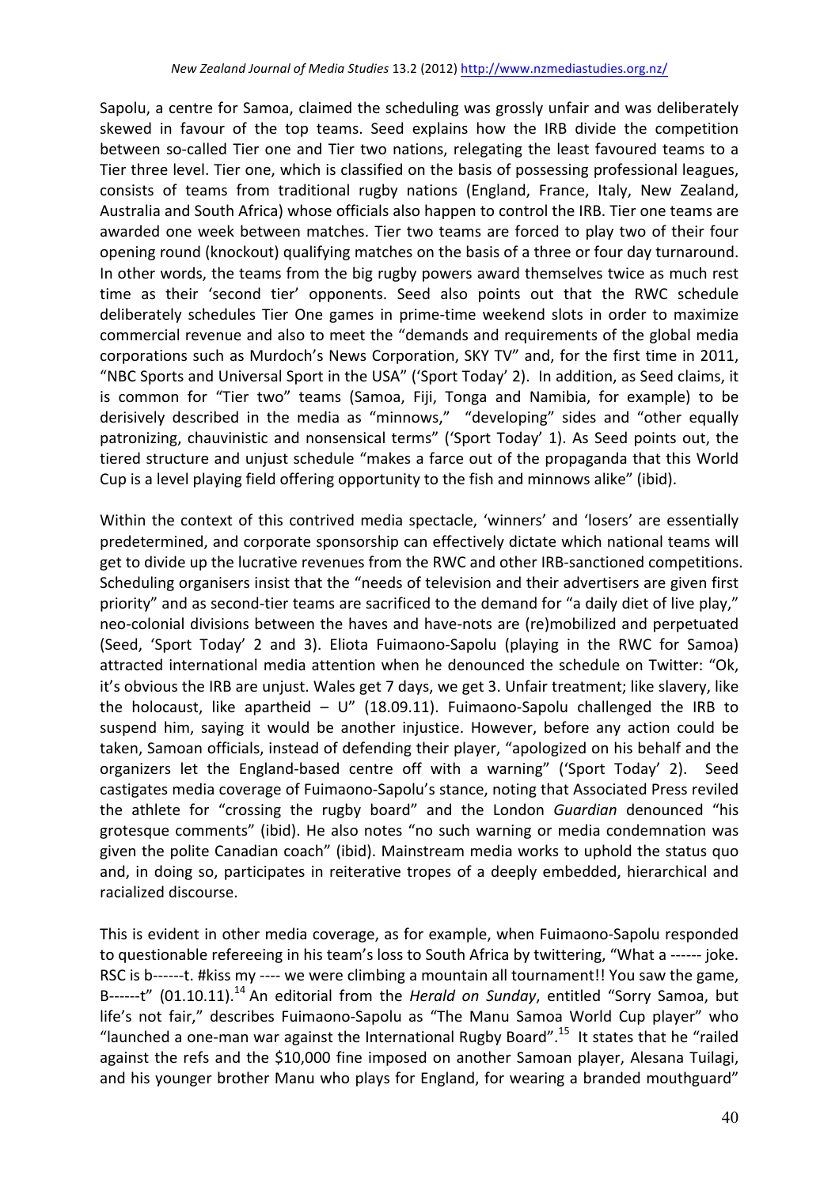Sapolu, a centre for Samoa, claimed the scheduling was grossly unfair and was deliberately skewed in favour of the top teams. Seed explains how the IRB divide the competition between so-called Tier one and Tier two nations, relegating the least favoured teams to a Tier three level. Tier one, which is classified on the basis of possessing professional leagues, consists of teams from traditional rugby nations (England, France, Italy, New Zealand, Australia and South Africa) whose officials also happen to control the IRB. Tier one teams are awarded one week between matches. Tier two teams are forced to play two of their four opening round (knockout) qualifying matches on the basis of a three or four day turnaround. In other words, the teams from the big rugby powers award themselves twice as much rest time as their 'second tier' opponents. Seed also points out that the RWC schedule deliberately schedules Tier One games in prime-time weekend slots in order to maximize commercial revenue and also to meet the "demands and requirements of the global media corporations such as Murdoch's News Corporation, SKY TV" and, for the first time in 2011, "NBC Sports and Universal Sport in the USA" ('Sport Today' 2). In addition, as Seed claims, it is common for "Tier two" teams (Samoa, Fiji, Tonga and Namibia, for example) to be derisively described in the media as "minnows," "developing" sides and "other equally patronizing, chauvinistic and nonsensical terms" ('Sport Today' 1). As Seed points out, the tiered structure and unjust schedule "makes a farce out of the propaganda that this World Cup is a level playing field offering opportunity to the fish and minnows alike" (ibid).

Within the context of this contrived media spectacle, 'winners' and 'losers' are essentially predetermined, and corporate sponsorship can effectively dictate which national teams will get to divide up the lucrative revenues from the RWC and other IRB-sanctioned competitions. Scheduling organisers insist that the "needs of television and their advertisers are given first priority" and as second-tier teams are sacrificed to the demand for "a daily diet of live play," neo-colonial divisions between the haves and have-nots are (re)mobilized and perpetuated (Seed, 'Sport Today' 2 and 3). Eliota Fuimaono-Sapolu (playing in the RWC for Samoa) attracted international media attention when he denounced the schedule on Twitter: "Ok, it's obvious the IRB are unjust. Wales get 7 days, we get 3. Unfair treatment; like slavery, like the holocaust, like apartheid – U" (18.09.11). Fuimaono-Sapolu challenged the IRB to suspend him, saying it would be another injustice. However, before any action could be taken, Samoan officials, instead of defending their player, "apologized on his behalf and the organizers let the England-based centre off with a warning" ('Sport Today' 2). Seed castigates media coverage of Fuimaono-Sapolu's stance, noting that Associated Press reviled the athlete for "crossing the rugby board" and the London *Guardian* denounced "his grotesque comments" (ibid). He also notes "no such warning or media condemnation was given the polite Canadian coach" (ibid). Mainstream media works to uphold the status quo and, in doing so, participates in reiterative tropes of a deeply embedded, hierarchical and racialized discourse.

This is evident in other media coverage, as for example, when Fuimaono-Sapolu responded to questionable refereeing in his team's loss to South Africa by twittering, "What a ------ joke. RSC is b------t. #kiss my ---- we were climbing a mountain all tournament!! You saw the game, B------t" (01.10.11).[14] An editorial from the *Herald on Sunday*, entitled "Sorry Samoa, but life's not fair," describes Fuimaono-Sapolu as "The Manu Samoa World Cup player" who "launched a one-man war against the International Rugby Board".[15] It states that he "railed against the refs and the $10,000 fine imposed on another Samoan player, Alesana Tuilagi, and his younger brother Manu who plays for England, for wearing a branded mouthguard"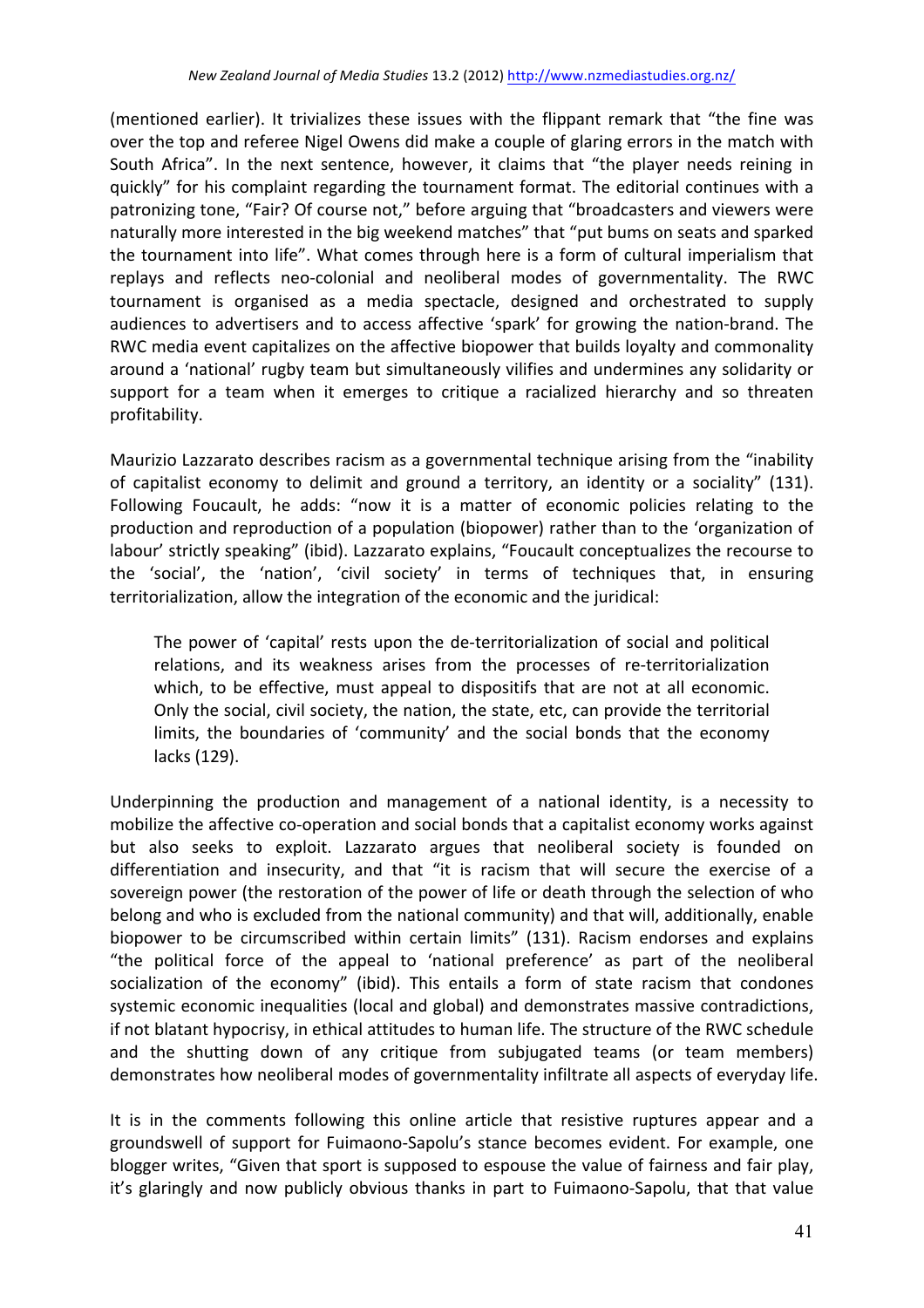(mentioned earlier). It trivializes these issues with the flippant remark that "the fine was over the top and referee Nigel Owens did make a couple of glaring errors in the match with South Africa". In the next sentence, however, it claims that "the player needs reining in quickly" for his complaint regarding the tournament format. The editorial continues with a patronizing tone, "Fair? Of course not," before arguing that "broadcasters and viewers were naturally more interested in the big weekend matches" that "put bums on seats and sparked the tournament into life". What comes through here is a form of cultural imperialism that replays and reflects neo-colonial and neoliberal modes of governmentality. The RWC tournament is organised as a media spectacle, designed and orchestrated to supply audiences to advertisers and to access affective 'spark' for growing the nation-brand. The RWC media event capitalizes on the affective biopower that builds loyalty and commonality around a 'national' rugby team but simultaneously vilifies and undermines any solidarity or support for a team when it emerges to critique a racialized hierarchy and so threaten profitability.

Maurizio Lazzarato describes racism as a governmental technique arising from the "inability of capitalist economy to delimit and ground a territory, an identity or a sociality" (131). Following Foucault, he adds: "now it is a matter of economic policies relating to the production and reproduction of a population (biopower) rather than to the 'organization of labour' strictly speaking" (ibid). Lazzarato explains, "Foucault conceptualizes the recourse to the 'social', the 'nation', 'civil society' in terms of techniques that, in ensuring territorialization, allow the integration of the economic and the juridical:

> The power of 'capital' rests upon the de-territorialization of social and political relations, and its weakness arises from the processes of re-territorialization which, to be effective, must appeal to dispositifs that are not at all economic. Only the social, civil society, the nation, the state, etc, can provide the territorial limits, the boundaries of 'community' and the social bonds that the economy lacks (129).

Underpinning the production and management of a national identity, is a necessity to mobilize the affective co-operation and social bonds that a capitalist economy works against but also seeks to exploit. Lazzarato argues that neoliberal society is founded on differentiation and insecurity, and that "it is racism that will secure the exercise of a sovereign power (the restoration of the power of life or death through the selection of who belong and who is excluded from the national community) and that will, additionally, enable biopower to be circumscribed within certain limits" (131). Racism endorses and explains "the political force of the appeal to 'national preference' as part of the neoliberal socialization of the economy" (ibid). This entails a form of state racism that condones systemic economic inequalities (local and global) and demonstrates massive contradictions, if not blatant hypocrisy, in ethical attitudes to human life. The structure of the RWC schedule and the shutting down of any critique from subjugated teams (or team members) demonstrates how neoliberal modes of governmentality infiltrate all aspects of everyday life.

It is in the comments following this online article that resistive ruptures appear and a groundswell of support for Fuimaono-Sapolu's stance becomes evident. For example, one blogger writes, "Given that sport is supposed to espouse the value of fairness and fair play, it's glaringly and now publicly obvious thanks in part to Fuimaono-Sapolu, that that value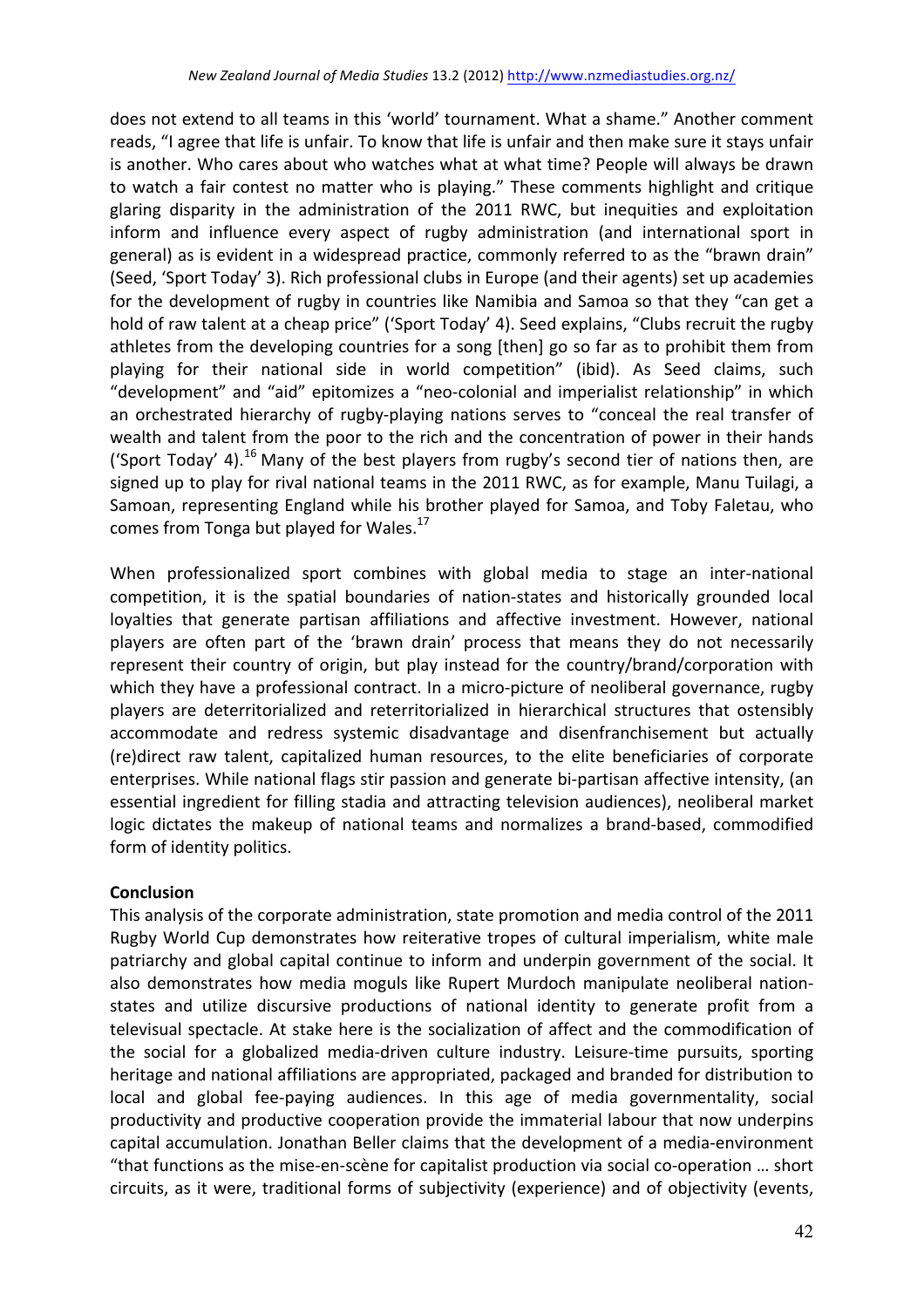does not extend to all teams in this 'world' tournament. What a shame." Another comment reads, "I agree that life is unfair. To know that life is unfair and then make sure it stays unfair is another. Who cares about who watches what at what time? People will always be drawn to watch a fair contest no matter who is playing." These comments highlight and critique glaring disparity in the administration of the 2011 RWC, but inequities and exploitation inform and influence every aspect of rugby administration (and international sport in general) as is evident in a widespread practice, commonly referred to as the "brawn drain" (Seed, 'Sport Today' 3). Rich professional clubs in Europe (and their agents) set up academies for the development of rugby in countries like Namibia and Samoa so that they "can get a hold of raw talent at a cheap price" ('Sport Today' 4). Seed explains, "Clubs recruit the rugby athletes from the developing countries for a song [then] go so far as to prohibit them from playing for their national side in world competition" (ibid). As Seed claims, such "development" and "aid" epitomizes a "neo-colonial and imperialist relationship" in which an orchestrated hierarchy of rugby-playing nations serves to "conceal the real transfer of wealth and talent from the poor to the rich and the concentration of power in their hands ('Sport Today' 4).[16] Many of the best players from rugby's second tier of nations then, are signed up to play for rival national teams in the 2011 RWC, as for example, Manu Tuilagi, a Samoan, representing England while his brother played for Samoa, and Toby Faletau, who comes from Tonga but played for Wales.[17]

When professionalized sport combines with global media to stage an inter-national competition, it is the spatial boundaries of nation-states and historically grounded local loyalties that generate partisan affiliations and affective investment. However, national players are often part of the 'brawn drain' process that means they do not necessarily represent their country of origin, but play instead for the country/brand/corporation with which they have a professional contract. In a micro-picture of neoliberal governance, rugby players are deterritorialized and reterritorialized in hierarchical structures that ostensibly accommodate and redress systemic disadvantage and disenfranchisement but actually (re)direct raw talent, capitalized human resources, to the elite beneficiaries of corporate enterprises. While national flags stir passion and generate bi-partisan affective intensity, (an essential ingredient for filling stadia and attracting television audiences), neoliberal market logic dictates the makeup of national teams and normalizes a brand-based, commodified form of identity politics.

**Conclusion**

This analysis of the corporate administration, state promotion and media control of the 2011 Rugby World Cup demonstrates how reiterative tropes of cultural imperialism, white male patriarchy and global capital continue to inform and underpin government of the social. It also demonstrates how media moguls like Rupert Murdoch manipulate neoliberal nation-states and utilize discursive productions of national identity to generate profit from a televisual spectacle. At stake here is the socialization of affect and the commodification of the social for a globalized media-driven culture industry. Leisure-time pursuits, sporting heritage and national affiliations are appropriated, packaged and branded for distribution to local and global fee-paying audiences. In this age of media governmentality, social productivity and productive cooperation provide the immaterial labour that now underpins capital accumulation. Jonathan Beller claims that the development of a media-environment "that functions as the mise-en-scène for capitalist production via social co-operation … short circuits, as it were, traditional forms of subjectivity (experience) and of objectivity (events,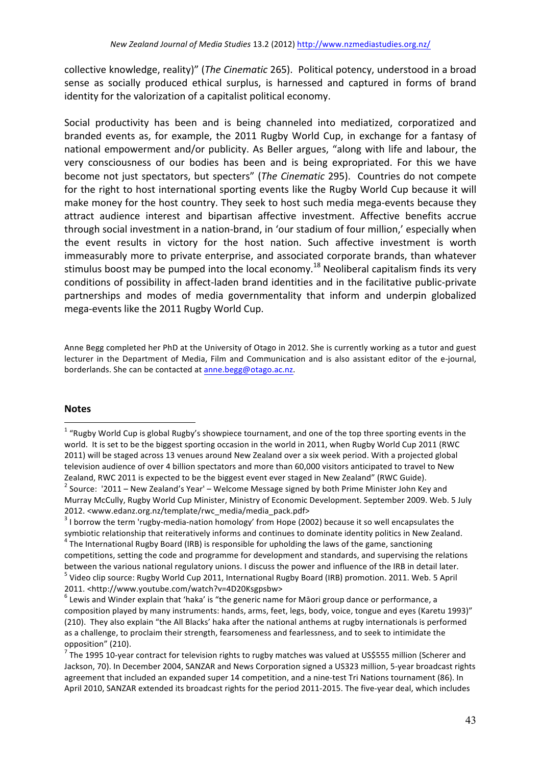collective knowledge, reality)" (*The Cinematic* 265). Political potency, understood in a broad sense as socially produced ethical surplus, is harnessed and captured in forms of brand identity for the valorization of a capitalist political economy.

Social productivity has been and is being channeled into mediatized, corporatized and branded events as, for example, the 2011 Rugby World Cup, in exchange for a fantasy of national empowerment and/or publicity. As Beller argues, "along with life and labour, the very consciousness of our bodies has been and is being expropriated. For this we have become not just spectators, but specters" (*The Cinematic* 295). Countries do not compete for the right to host international sporting events like the Rugby World Cup because it will make money for the host country. They seek to host such media mega-events because they attract audience interest and bipartisan affective investment. Affective benefits accrue through social investment in a nation-brand, in 'our stadium of four million,' especially when the event results in victory for the host nation. Such affective investment is worth immeasurably more to private enterprise, and associated corporate brands, than whatever stimulus boost may be pumped into the local economy.[18] Neoliberal capitalism finds its very conditions of possibility in affect-laden brand identities and in the facilitative public-private partnerships and modes of media governmentality that inform and underpin globalized mega-events like the 2011 Rugby World Cup.

Anne Begg completed her PhD at the University of Otago in 2012. She is currently working as a tutor and guest lecturer in the Department of Media, Film and Communication and is also assistant editor of the e-journal, borderlands. She can be contacted at anne.begg@otago.ac.nz.

## Notes

[1] "Rugby World Cup is global Rugby's showpiece tournament, and one of the top three sporting events in the world. It is set to be the biggest sporting occasion in the world in 2011, when Rugby World Cup 2011 (RWC 2011) will be staged across 13 venues around New Zealand over a six week period. With a projected global television audience of over 4 billion spectators and more than 60,000 visitors anticipated to travel to New Zealand, RWC 2011 is expected to be the biggest event ever staged in New Zealand" (RWC Guide).

[2] Source: '2011 – New Zealand's Year' – Welcome Message signed by both Prime Minister John Key and Murray McCully, Rugby World Cup Minister, Ministry of Economic Development. September 2009. Web. 5 July 2012. <www.edanz.org.nz/template/rwc_media/media_pack.pdf>

[3] I borrow the term 'rugby-media-nation homology' from Hope (2002) because it so well encapsulates the symbiotic relationship that reiteratively informs and continues to dominate identity politics in New Zealand.

[4] The International Rugby Board (IRB) is responsible for upholding the laws of the game, sanctioning competitions, setting the code and programme for development and standards, and supervising the relations between the various national regulatory unions. I discuss the power and influence of the IRB in detail later.

[5] Video clip source: Rugby World Cup 2011, International Rugby Board (IRB) promotion. 2011. Web. 5 April 2011. <http://www.youtube.com/watch?v=4D20Ksgpsbw>

[6] Lewis and Winder explain that 'haka' is "the generic name for Māori group dance or performance, a composition played by many instruments: hands, arms, feet, legs, body, voice, tongue and eyes (Karetu 1993)" (210). They also explain "the All Blacks' haka after the national anthems at rugby internationals is performed as a challenge, to proclaim their strength, fearsomeness and fearlessness, and to seek to intimidate the opposition" (210).

[7] The 1995 10-year contract for television rights to rugby matches was valued at US$555 million (Scherer and Jackson, 70). In December 2004, SANZAR and News Corporation signed a US323 million, 5-year broadcast rights agreement that included an expanded super 14 competition, and a nine-test Tri Nations tournament (86). In April 2010, SANZAR extended its broadcast rights for the period 2011-2015. The five-year deal, which includes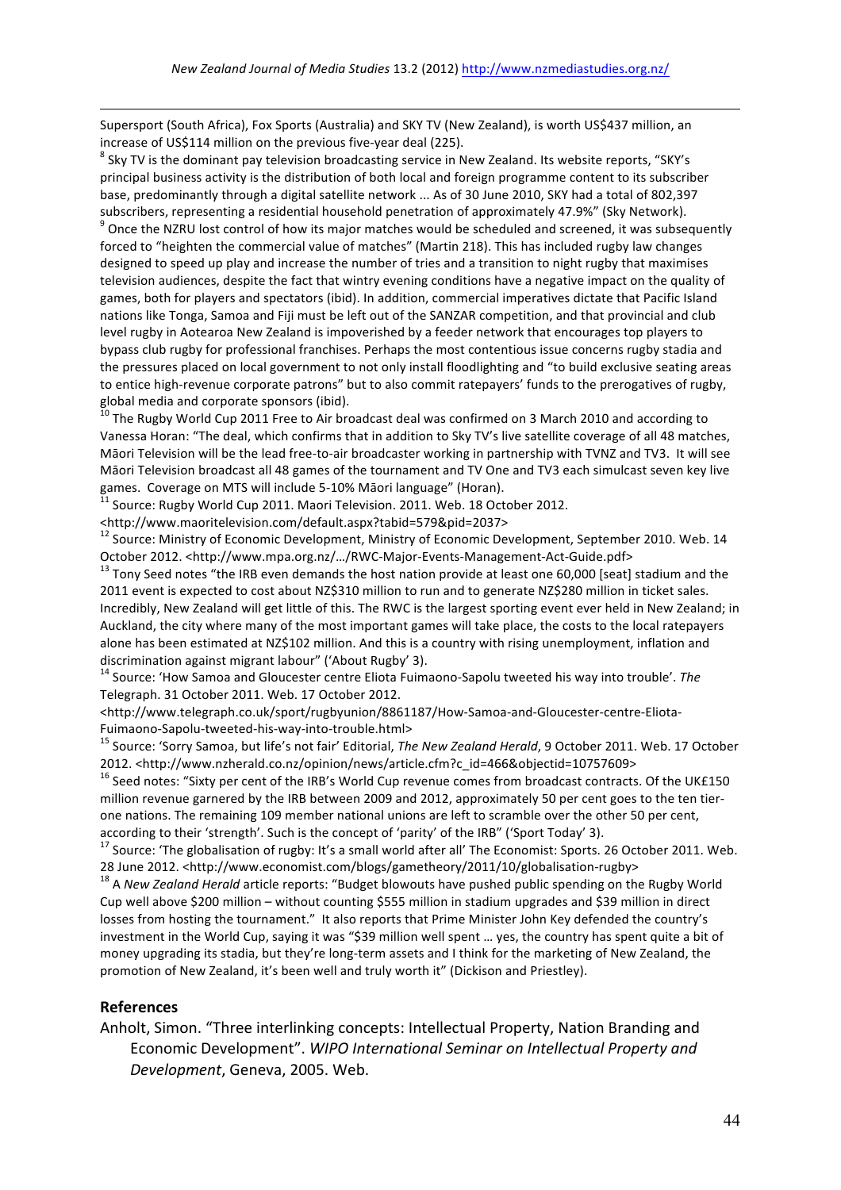Supersport (South Africa), Fox Sports (Australia) and SKY TV (New Zealand), is worth US$437 million, an increase of US$114 million on the previous five-year deal (225).

[8] Sky TV is the dominant pay television broadcasting service in New Zealand. Its website reports, "SKY's principal business activity is the distribution of both local and foreign programme content to its subscriber base, predominantly through a digital satellite network ... As of 30 June 2010, SKY had a total of 802,397 subscribers, representing a residential household penetration of approximately 47.9%" (Sky Network).

[9] Once the NZRU lost control of how its major matches would be scheduled and screened, it was subsequently forced to "heighten the commercial value of matches" (Martin 218). This has included rugby law changes designed to speed up play and increase the number of tries and a transition to night rugby that maximises television audiences, despite the fact that wintry evening conditions have a negative impact on the quality of games, both for players and spectators (ibid). In addition, commercial imperatives dictate that Pacific Island nations like Tonga, Samoa and Fiji must be left out of the SANZAR competition, and that provincial and club level rugby in Aotearoa New Zealand is impoverished by a feeder network that encourages top players to bypass club rugby for professional franchises. Perhaps the most contentious issue concerns rugby stadia and the pressures placed on local government to not only install floodlighting and "to build exclusive seating areas to entice high-revenue corporate patrons" but to also commit ratepayers' funds to the prerogatives of rugby, global media and corporate sponsors (ibid).

[10] The Rugby World Cup 2011 Free to Air broadcast deal was confirmed on 3 March 2010 and according to Vanessa Horan: "The deal, which confirms that in addition to Sky TV's live satellite coverage of all 48 matches, Māori Television will be the lead free-to-air broadcaster working in partnership with TVNZ and TV3. It will see Māori Television broadcast all 48 games of the tournament and TV One and TV3 each simulcast seven key live games. Coverage on MTS will include 5-10% Māori language" (Horan).

[11] Source: Rugby World Cup 2011. Maori Television. 2011. Web. 18 October 2012. <http://www.maoritelevision.com/default.aspx?tabid=579&pid=2037>

[12] Source: Ministry of Economic Development, Ministry of Economic Development, September 2010. Web. 14 October 2012. <http://www.mpa.org.nz/…/RWC-Major-Events-Management-Act-Guide.pdf>

[13] Tony Seed notes "the IRB even demands the host nation provide at least one 60,000 [seat] stadium and the 2011 event is expected to cost about NZ$310 million to run and to generate NZ$280 million in ticket sales. Incredibly, New Zealand will get little of this. The RWC is the largest sporting event ever held in New Zealand; in Auckland, the city where many of the most important games will take place, the costs to the local ratepayers alone has been estimated at NZ$102 million. And this is a country with rising unemployment, inflation and discrimination against migrant labour" ('About Rugby' 3).

[14] Source: 'How Samoa and Gloucester centre Eliota Fuimaono-Sapolu tweeted his way into trouble'. *The* Telegraph. 31 October 2011. Web. 17 October 2012. <http://www.telegraph.co.uk/sport/rugbyunion/8861187/How-Samoa-and-Gloucester-centre-Eliota-Fuimaono-Sapolu-tweeted-his-way-into-trouble.html>

[15] Source: 'Sorry Samoa, but life's not fair' Editorial, *The New Zealand Herald*, 9 October 2011. Web. 17 October 2012. <http://www.nzherald.co.nz/opinion/news/article.cfm?c_id=466&objectid=10757609>

[16] Seed notes: "Sixty per cent of the IRB's World Cup revenue comes from broadcast contracts. Of the UK£150 million revenue garnered by the IRB between 2009 and 2012, approximately 50 per cent goes to the ten tier-one nations. The remaining 109 member national unions are left to scramble over the other 50 per cent, according to their 'strength'. Such is the concept of 'parity' of the IRB" ('Sport Today' 3).

[17] Source: 'The globalisation of rugby: It's a small world after all' The Economist: Sports. 26 October 2011. Web. 28 June 2012. <http://www.economist.com/blogs/gametheory/2011/10/globalisation-rugby>

[18] A *New Zealand Herald* article reports: "Budget blowouts have pushed public spending on the Rugby World Cup well above $200 million – without counting $555 million in stadium upgrades and $39 million in direct losses from hosting the tournament." It also reports that Prime Minister John Key defended the country's investment in the World Cup, saying it was "$39 million well spent … yes, the country has spent quite a bit of money upgrading its stadia, but they're long-term assets and I think for the marketing of New Zealand, the promotion of New Zealand, it's been well and truly worth it" (Dickison and Priestley).

## References

Anholt, Simon. "Three interlinking concepts: Intellectual Property, Nation Branding and Economic Development". *WIPO International Seminar on Intellectual Property and Development*, Geneva, 2005. Web.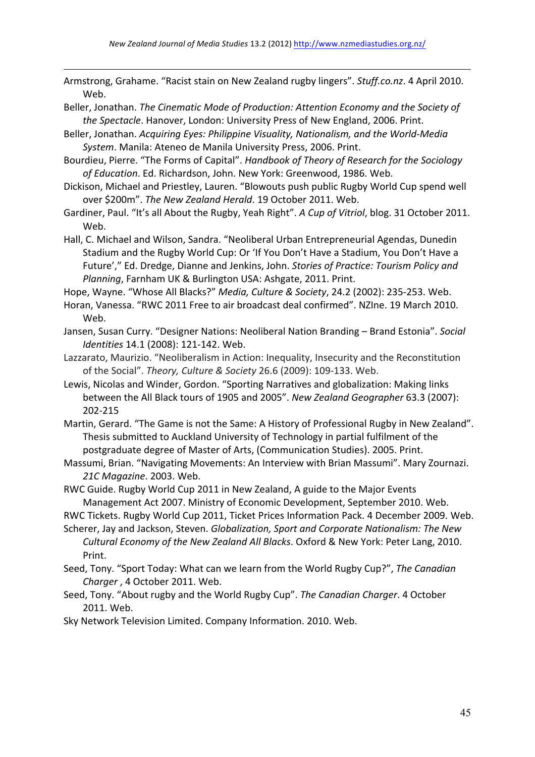Armstrong, Grahame. "Racist stain on New Zealand rugby lingers". *Stuff.co.nz*. 4 April 2010. Web.

Beller, Jonathan. *The Cinematic Mode of Production: Attention Economy and the Society of the Spectacle*. Hanover, London: University Press of New England, 2006. Print.

Beller, Jonathan. *Acquiring Eyes: Philippine Visuality, Nationalism, and the World-Media System*. Manila: Ateneo de Manila University Press, 2006. Print.

Bourdieu, Pierre. "The Forms of Capital". *Handbook of Theory of Research for the Sociology of Education*. Ed. Richardson, John. New York: Greenwood, 1986. Web.

Dickison, Michael and Priestley, Lauren. "Blowouts push public Rugby World Cup spend well over $200m". *The New Zealand Herald*. 19 October 2011. Web.

Gardiner, Paul. "It's all About the Rugby, Yeah Right". *A Cup of Vitriol*, blog. 31 October 2011. Web.

Hall, C. Michael and Wilson, Sandra. "Neoliberal Urban Entrepreneurial Agendas, Dunedin Stadium and the Rugby World Cup: Or 'If You Don't Have a Stadium, You Don't Have a Future'," Ed. Dredge, Dianne and Jenkins, John. *Stories of Practice: Tourism Policy and Planning*, Farnham UK & Burlington USA: Ashgate, 2011. Print.

Hope, Wayne. "Whose All Blacks?" *Media, Culture & Society*, 24.2 (2002): 235-253. Web.

Horan, Vanessa. "RWC 2011 Free to air broadcast deal confirmed". NZIne. 19 March 2010. Web.

Jansen, Susan Curry. "Designer Nations: Neoliberal Nation Branding – Brand Estonia". *Social Identities* 14.1 (2008): 121-142. Web.

Lazzarato, Maurizio. "Neoliberalism in Action: Inequality, Insecurity and the Reconstitution of the Social". *Theory, Culture & Society* 26.6 (2009): 109-133. Web.

Lewis, Nicolas and Winder, Gordon. "Sporting Narratives and globalization: Making links between the All Black tours of 1905 and 2005". *New Zealand Geographer* 63.3 (2007): 202-215

Martin, Gerard. "The Game is not the Same: A History of Professional Rugby in New Zealand". Thesis submitted to Auckland University of Technology in partial fulfilment of the postgraduate degree of Master of Arts, (Communication Studies). 2005. Print.

Massumi, Brian. "Navigating Movements: An Interview with Brian Massumi". Mary Zournazi. *21C Magazine*. 2003. Web.

RWC Guide. Rugby World Cup 2011 in New Zealand, A guide to the Major Events Management Act 2007. Ministry of Economic Development, September 2010. Web.

RWC Tickets. Rugby World Cup 2011, Ticket Prices Information Pack. 4 December 2009. Web.

Scherer, Jay and Jackson, Steven. *Globalization, Sport and Corporate Nationalism: The New Cultural Economy of the New Zealand All Blacks*. Oxford & New York: Peter Lang, 2010. Print.

Seed, Tony. "Sport Today: What can we learn from the World Rugby Cup?", *The Canadian Charger* , 4 October 2011. Web.

Seed, Tony. "About rugby and the World Rugby Cup". *The Canadian Charger*. 4 October 2011. Web.

Sky Network Television Limited. Company Information. 2010. Web.